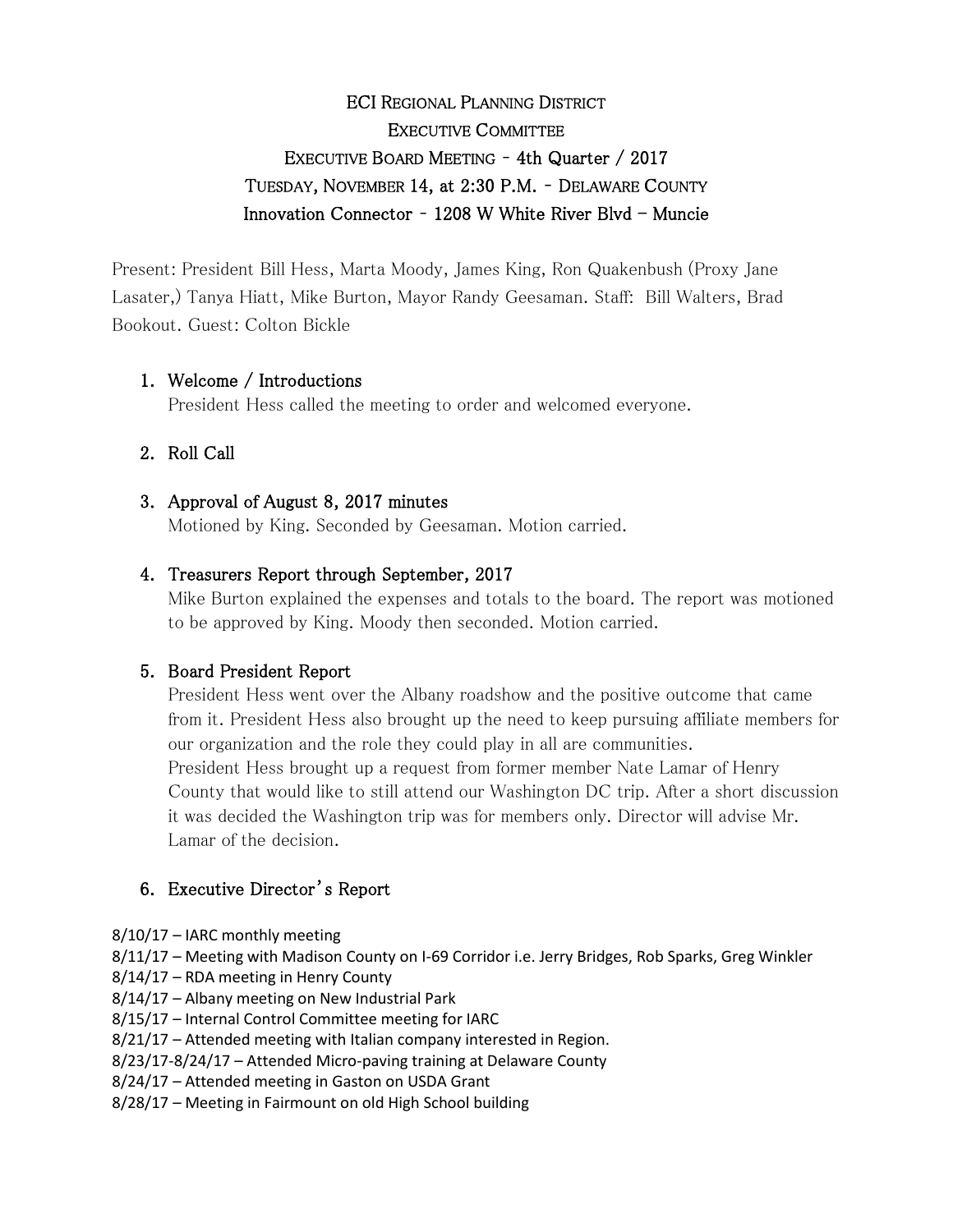# ECI Regional Planning District

## Executive Committee

## Executive Board Meeting - 4th Quarter / 2017

## Tuesday, November 14, at 2:30 P.M. - Delaware County

## Innovation Connector - 1208 W White River Blvd – Muncie

Present: President Bill Hess, Marta Moody, James King, Ron Quakenbush (Proxy Jane Lasater,) Tanya Hiatt, Mike Burton, Mayor Randy Geesaman. Staff: Bill Walters, Brad Bookout. Guest: Colton Bickle

1. **Welcome / Introductions**
   President Hess called the meeting to order and welcomed everyone.

2. **Roll Call**

3. **Approval of August 8, 2017 minutes**
   Motioned by King. Seconded by Geesaman. Motion carried.

4. **Treasurers Report through September, 2017**
   Mike Burton explained the expenses and totals to the board. The report was motioned to be approved by King. Moody then seconded. Motion carried.

5. **Board President Report**
   President Hess went over the Albany roadshow and the positive outcome that came from it. President Hess also brought up the need to keep pursuing affiliate members for our organization and the role they could play in all are communities.
   President Hess brought up a request from former member Nate Lamar of Henry County that would like to still attend our Washington DC trip. After a short discussion it was decided the Washington trip was for members only. Director will advise Mr. Lamar of the decision.

6. **Executive Director's Report**

8/10/17 – IARC monthly meeting
8/11/17 – Meeting with Madison County on I-69 Corridor i.e. Jerry Bridges, Rob Sparks, Greg Winkler
8/14/17 – RDA meeting in Henry County
8/14/17 – Albany meeting on New Industrial Park
8/15/17 – Internal Control Committee meeting for IARC
8/21/17 – Attended meeting with Italian company interested in Region.
8/23/17-8/24/17 – Attended Micro-paving training at Delaware County
8/24/17 – Attended meeting in Gaston on USDA Grant
8/28/17 – Meeting in Fairmount on old High School building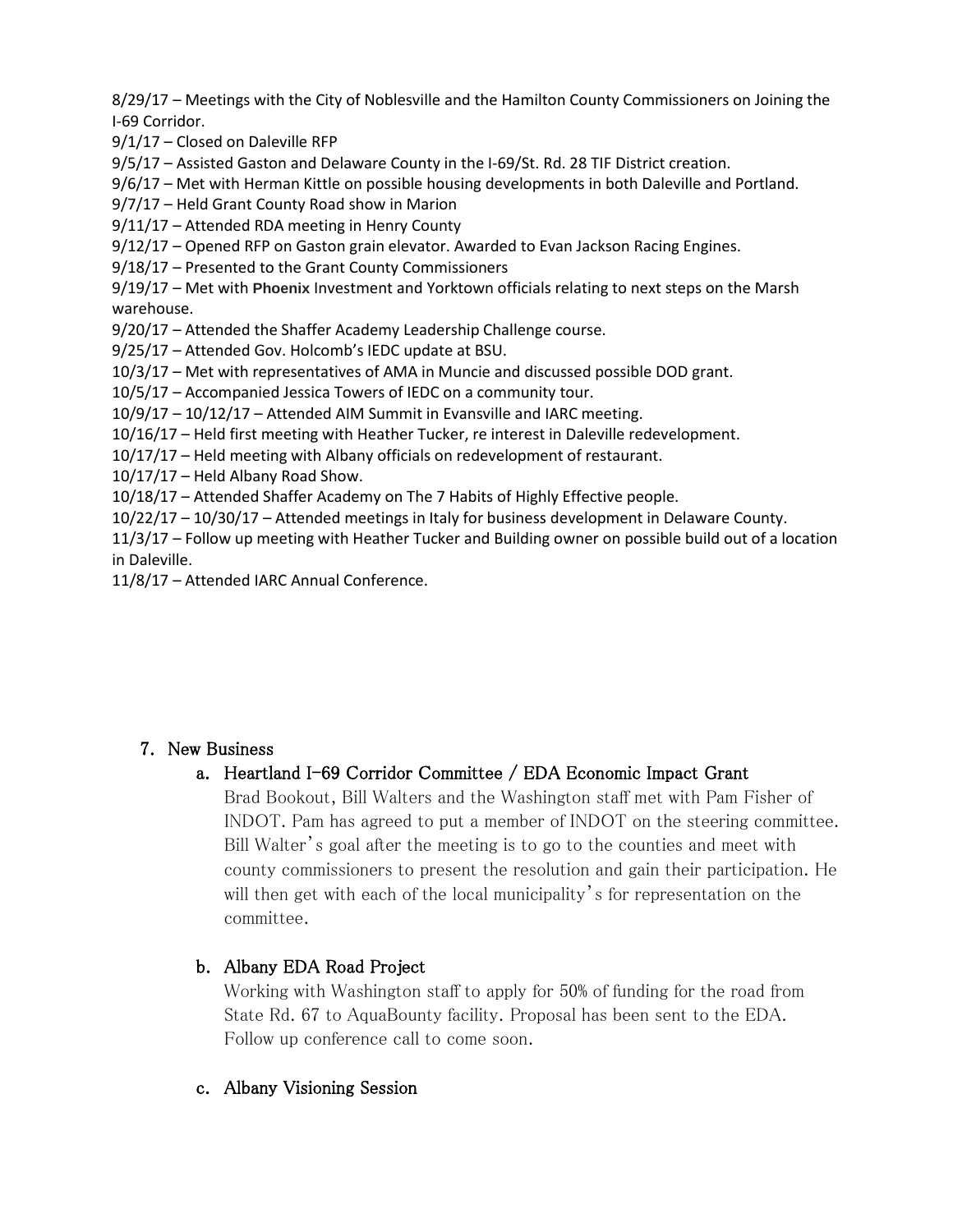8/29/17 – Meetings with the City of Noblesville and the Hamilton County Commissioners on Joining the I-69 Corridor.
9/1/17 – Closed on Daleville RFP
9/5/17 – Assisted Gaston and Delaware County in the I-69/St. Rd. 28 TIF District creation.
9/6/17 – Met with Herman Kittle on possible housing developments in both Daleville and Portland.
9/7/17 – Held Grant County Road show in Marion
9/11/17 – Attended RDA meeting in Henry County
9/12/17 – Opened RFP on Gaston grain elevator. Awarded to Evan Jackson Racing Engines.
9/18/17 – Presented to the Grant County Commissioners
9/19/17 – Met with **Phoenix** Investment and Yorktown officials relating to next steps on the Marsh warehouse.
9/20/17 – Attended the Shaffer Academy Leadership Challenge course.
9/25/17 – Attended Gov. Holcomb's IEDC update at BSU.
10/3/17 – Met with representatives of AMA in Muncie and discussed possible DOD grant.
10/5/17 – Accompanied Jessica Towers of IEDC on a community tour.
10/9/17 – 10/12/17 – Attended AIM Summit in Evansville and IARC meeting.
10/16/17 – Held first meeting with Heather Tucker, re interest in Daleville redevelopment.
10/17/17 – Held meeting with Albany officials on redevelopment of restaurant.
10/17/17 – Held Albany Road Show.
10/18/17 – Attended Shaffer Academy on The 7 Habits of Highly Effective people.
10/22/17 – 10/30/17 – Attended meetings in Italy for business development in Delaware County.
11/3/17 – Follow up meeting with Heather Tucker and Building owner on possible build out of a location in Daleville.
11/8/17 – Attended IARC Annual Conference.

7. New Business

a. Heartland I-69 Corridor Committee / EDA Economic Impact Grant

Brad Bookout, Bill Walters and the Washington staff met with Pam Fisher of INDOT. Pam has agreed to put a member of INDOT on the steering committee. Bill Walter's goal after the meeting is to go to the counties and meet with county commissioners to present the resolution and gain their participation. He will then get with each of the local municipality's for representation on the committee.

b. Albany EDA Road Project

Working with Washington staff to apply for 50% of funding for the road from State Rd. 67 to AquaBounty facility. Proposal has been sent to the EDA. Follow up conference call to come soon.

c. Albany Visioning Session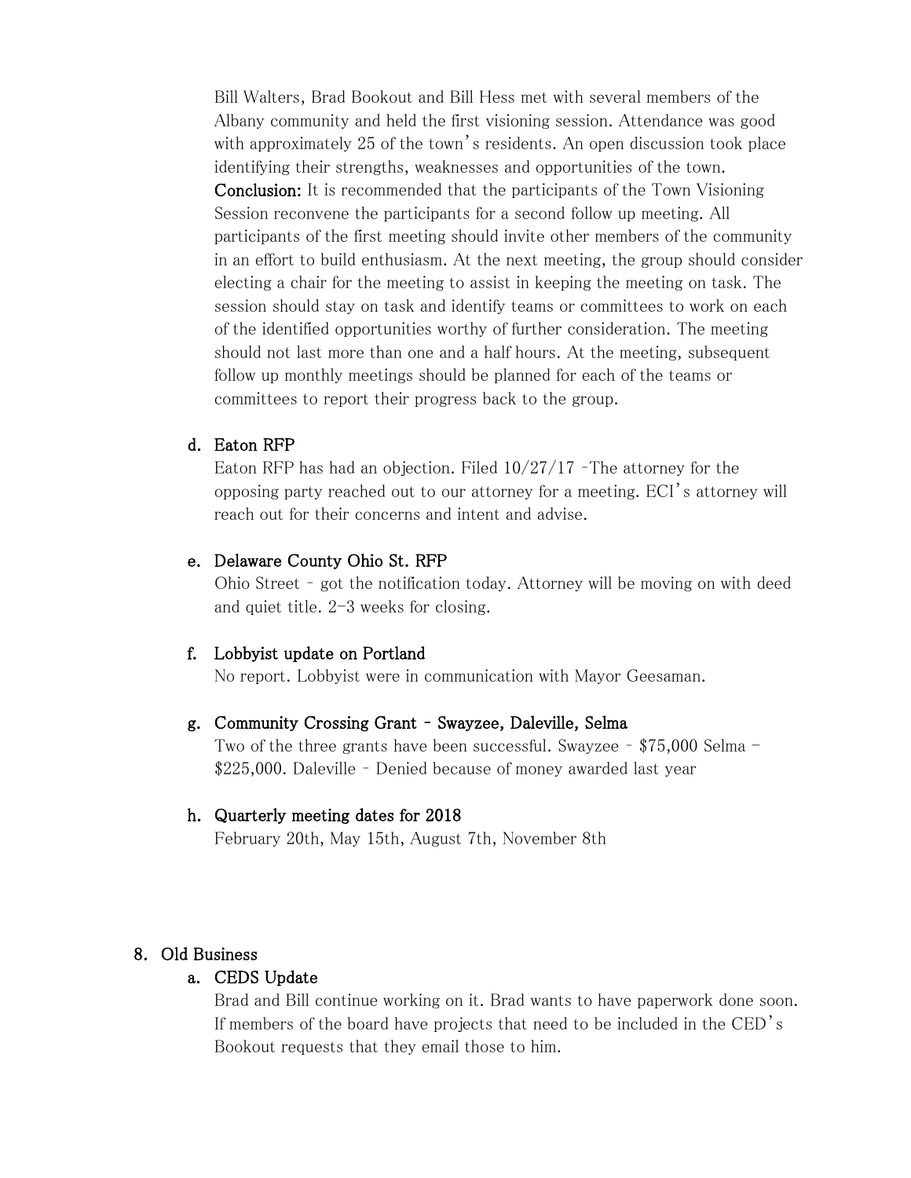Bill Walters, Brad Bookout and Bill Hess met with several members of the Albany community and held the first visioning session. Attendance was good with approximately 25 of the town's residents. An open discussion took place identifying their strengths, weaknesses and opportunities of the town.
**Conclusion:** It is recommended that the participants of the Town Visioning Session reconvene the participants for a second follow up meeting. All participants of the first meeting should invite other members of the community in an effort to build enthusiasm. At the next meeting, the group should consider electing a chair for the meeting to assist in keeping the meeting on task. The session should stay on task and identify teams or committees to work on each of the identified opportunities worthy of further consideration. The meeting should not last more than one and a half hours. At the meeting, subsequent follow up monthly meetings should be planned for each of the teams or committees to report their progress back to the group.

d. **Eaton RFP**
Eaton RFP has had an objection. Filed 10/27/17 -The attorney for the opposing party reached out to our attorney for a meeting. ECI's attorney will reach out for their concerns and intent and advise.

e. **Delaware County Ohio St. RFP**
Ohio Street – got the notification today. Attorney will be moving on with deed and quiet title. 2-3 weeks for closing.

f. **Lobbyist update on Portland**
No report. Lobbyist were in communication with Mayor Geesaman.

g. **Community Crossing Grant – Swayzee, Daleville, Selma**
Two of the three grants have been successful. Swayzee – $75,000 Selma – $225,000. Daleville – Denied because of money awarded last year

h. **Quarterly meeting dates for 2018**
February 20th, May 15th, August 7th, November 8th

8. **Old Business**

a. **CEDS Update**
Brad and Bill continue working on it. Brad wants to have paperwork done soon. If members of the board have projects that need to be included in the CED's Bookout requests that they email those to him.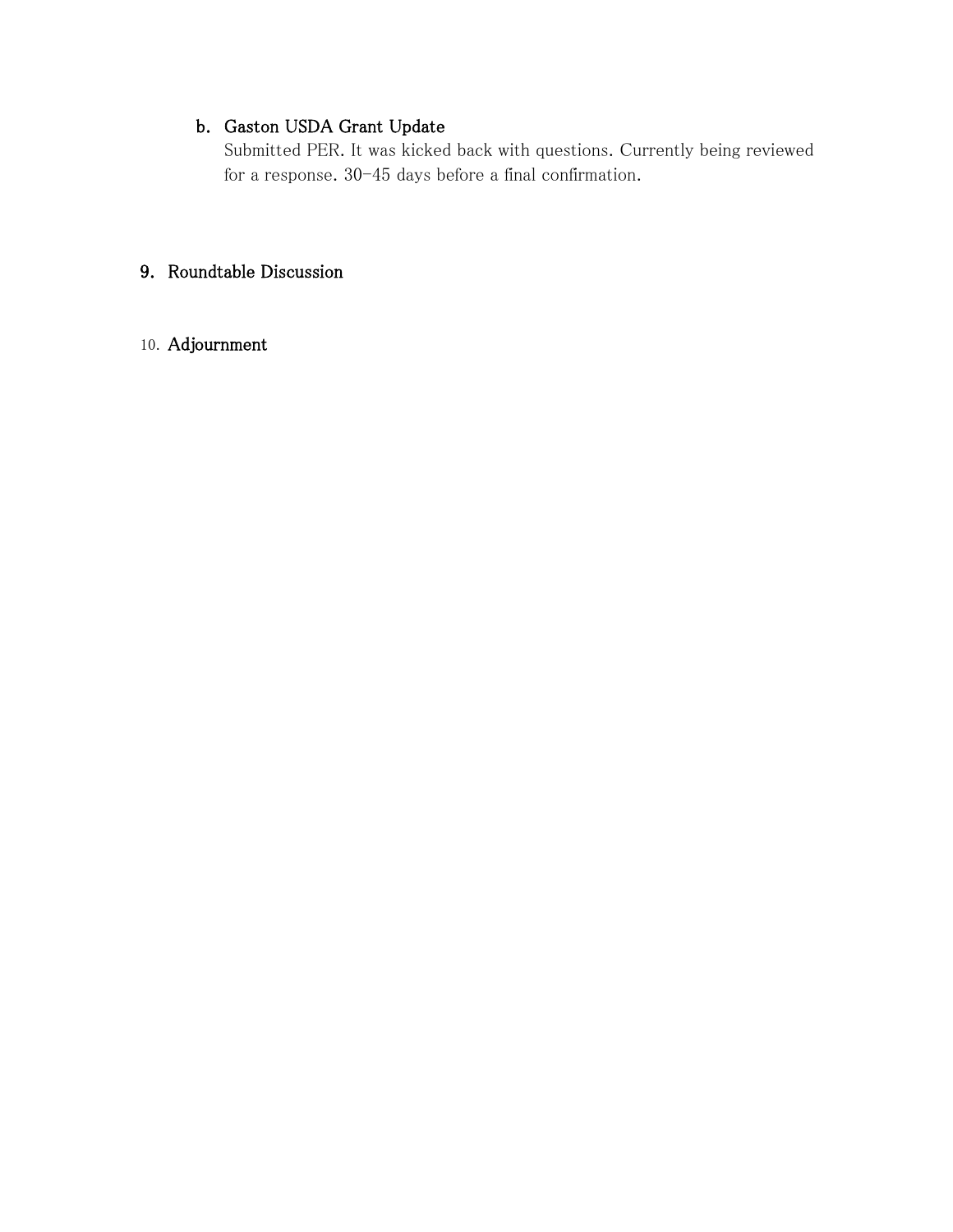b. **Gaston USDA Grant Update**

Submitted PER. It was kicked back with questions. Currently being reviewed for a response. 30-45 days before a final confirmation.

9. **Roundtable Discussion**

10. **Adjournment**